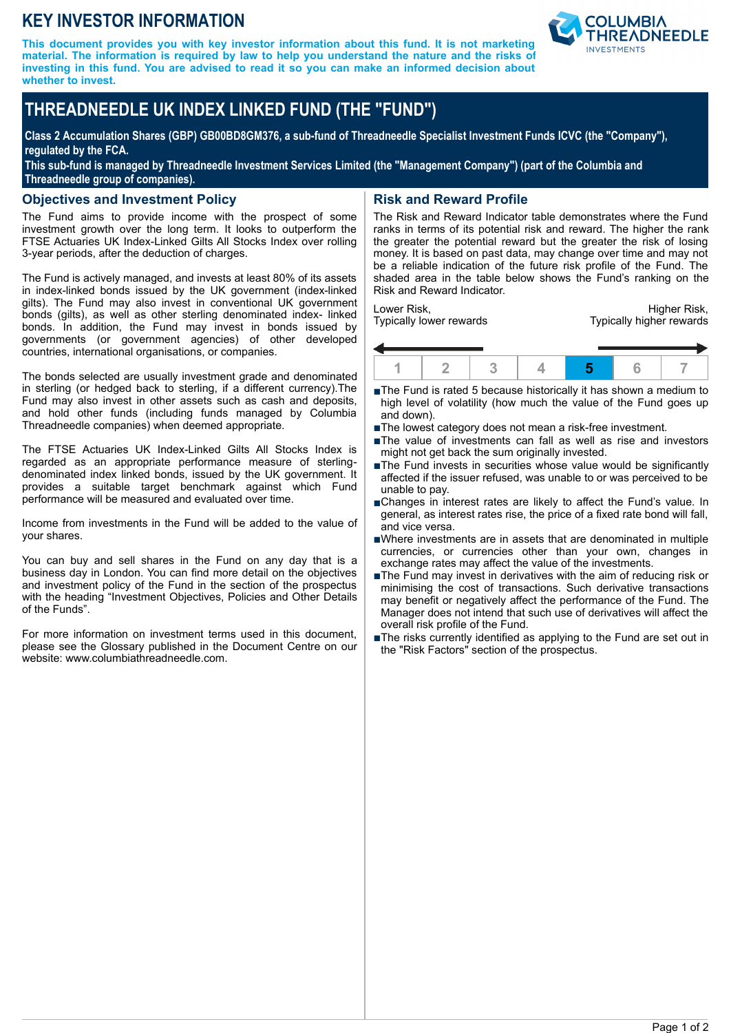# KEY INVESTOR INFORMATION

**This document provides you with key investor information about this fund. It is not marketing material. The information is required by law to help you understand the nature and the risks of investing in this fund. You are advised to read it so you can make an informed decision about whether to invest.**

# THREADNEEDLE UK INDEX LINKED FUND (THE "FUND")

**Class 2 Accumulation Shares (GBP) GB00BD8GM376, a sub-fund of Threadneedle Specialist Investment Funds ICVC (the "Company"), regulated by the FCA.**
**This sub-fund is managed by Threadneedle Investment Services Limited (the "Management Company") (part of the Columbia and Threadneedle group of companies).**

## Objectives and Investment Policy

The Fund aims to provide income with the prospect of some investment growth over the long term. It looks to outperform the FTSE Actuaries UK Index-Linked Gilts All Stocks Index over rolling 3-year periods, after the deduction of charges.

The Fund is actively managed, and invests at least 80% of its assets in index-linked bonds issued by the UK government (index-linked gilts). The Fund may also invest in conventional UK government bonds (gilts), as well as other sterling denominated index- linked bonds. In addition, the Fund may invest in bonds issued by governments (or government agencies) of other developed countries, international organisations, or companies.

The bonds selected are usually investment grade and denominated in sterling (or hedged back to sterling, if a different currency).The Fund may also invest in other assets such as cash and deposits, and hold other funds (including funds managed by Columbia Threadneedle companies) when deemed appropriate.

The FTSE Actuaries UK Index-Linked Gilts All Stocks Index is regarded as an appropriate performance measure of sterling-denominated index linked bonds, issued by the UK government. It provides a suitable target benchmark against which Fund performance will be measured and evaluated over time.

Income from investments in the Fund will be added to the value of your shares.

You can buy and sell shares in the Fund on any day that is a business day in London. You can find more detail on the objectives and investment policy of the Fund in the section of the prospectus with the heading "Investment Objectives, Policies and Other Details of the Funds".

For more information on investment terms used in this document, please see the Glossary published in the Document Centre on our website: www.columbiathreadneedle.com.

## Risk and Reward Profile

The Risk and Reward Indicator table demonstrates where the Fund ranks in terms of its potential risk and reward. The higher the rank the greater the potential reward but the greater the risk of losing money. It is based on past data, may change over time and may not be a reliable indication of the future risk profile of the Fund. The shaded area in the table below shows the Fund's ranking on the Risk and Reward Indicator.

Lower Risk, Typically lower rewards — Higher Risk, Typically higher rewards

| 1 | 2 | 3 | 4 | **5** | 6 | 7 |
|---|---|---|---|---|---|---|

- The Fund is rated 5 because historically it has shown a medium to high level of volatility (how much the value of the Fund goes up and down).
- The lowest category does not mean a risk-free investment.
- The value of investments can fall as well as rise and investors might not get back the sum originally invested.
- The Fund invests in securities whose value would be significantly affected if the issuer refused, was unable to or was perceived to be unable to pay.
- Changes in interest rates are likely to affect the Fund's value. In general, as interest rates rise, the price of a fixed rate bond will fall, and vice versa.
- Where investments are in assets that are denominated in multiple currencies, or currencies other than your own, changes in exchange rates may affect the value of the investments.
- The Fund may invest in derivatives with the aim of reducing risk or minimising the cost of transactions. Such derivative transactions may benefit or negatively affect the performance of the Fund. The Manager does not intend that such use of derivatives will affect the overall risk profile of the Fund.
- The risks currently identified as applying to the Fund are set out in the "Risk Factors" section of the prospectus.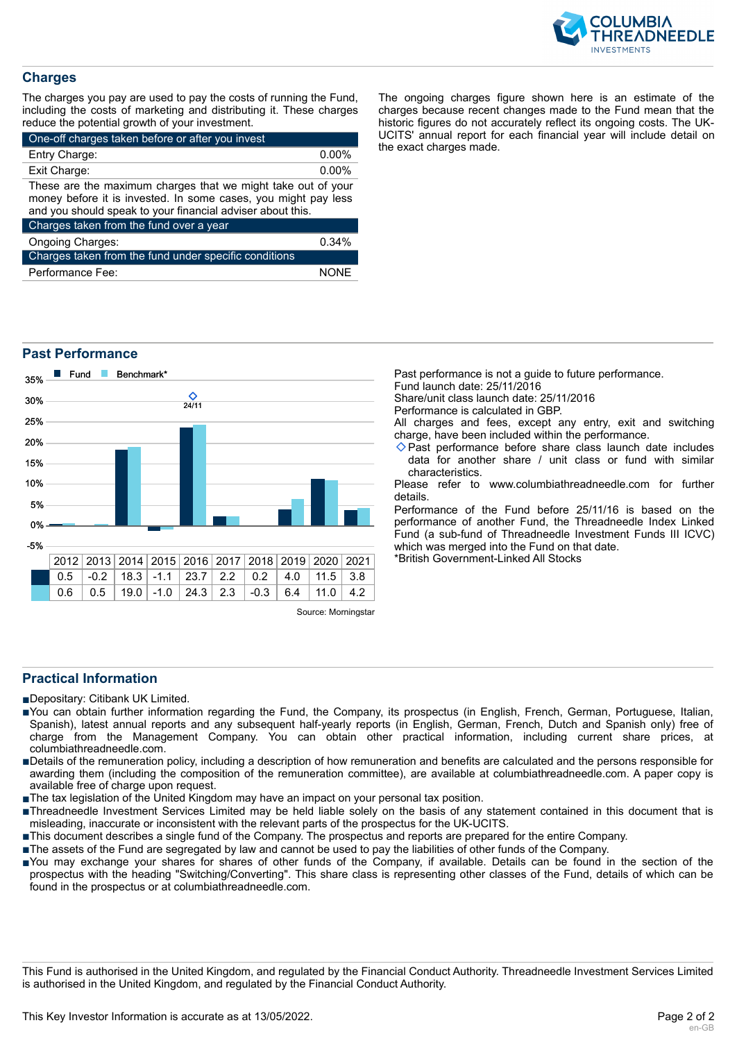## Charges

The charges you pay are used to pay the costs of running the Fund, including the costs of marketing and distributing it. These charges reduce the potential growth of your investment.

| One-off charges taken before or after you invest | |
|---|---|
| Entry Charge: | 0.00% |
| Exit Charge: | 0.00% |
| These are the maximum charges that we might take out of your money before it is invested. In some cases, you might pay less and you should speak to your financial adviser about this. | |
| **Charges taken from the fund over a year** | |
| Ongoing Charges: | 0.34% |
| **Charges taken from the fund under specific conditions** | |
| Performance Fee: | NONE |

The ongoing charges figure shown here is an estimate of the charges because recent changes made to the Fund mean that the historic figures do not accurately reflect its ongoing costs. The UK-UCITS' annual report for each financial year will include detail on the exact charges made.

## Past Performance

Fund  Benchmark*

35%
30%
25%
20%
15%
10%
5%
0%
-5%

24/11

| | 2012 | 2013 | 2014 | 2015 | 2016 | 2017 | 2018 | 2019 | 2020 | 2021 |
|---|---|---|---|---|---|---|---|---|---|---|
| Fund | 0.5 | -0.2 | 18.3 | -1.1 | 23.7 | 2.2 | 0.2 | 4.0 | 11.5 | 3.8 |
| Benchmark* | 0.6 | 0.5 | 19.0 | -1.0 | 24.3 | 2.3 | -0.3 | 6.4 | 11.0 | 4.2 |

Source: Morningstar

Past performance is not a guide to future performance.
Fund launch date: 25/11/2016
Share/unit class launch date: 25/11/2016
Performance is calculated in GBP.
All charges and fees, except any entry, exit and switching charge, have been included within the performance.
◇ Past performance before share class launch date includes data for another share / unit class or fund with similar characteristics.
Please refer to www.columbiathreadneedle.com for further details.
Performance of the Fund before 25/11/16 is based on the performance of another Fund, the Threadneedle Index Linked Fund (a sub-fund of Threadneedle Investment Funds III ICVC) which was merged into the Fund on that date.
*British Government-Linked All Stocks

## Practical Information

- Depositary: Citibank UK Limited.
- You can obtain further information regarding the Fund, the Company, its prospectus (in English, French, German, Portuguese, Italian, Spanish), latest annual reports and any subsequent half-yearly reports (in English, German, French, Dutch and Spanish only) free of charge from the Management Company. You can obtain other practical information, including current share prices, at columbiathreadneedle.com.
- Details of the remuneration policy, including a description of how remuneration and benefits are calculated and the persons responsible for awarding them (including the composition of the remuneration committee), are available at columbiathreadneedle.com. A paper copy is available free of charge upon request.
- The tax legislation of the United Kingdom may have an impact on your personal tax position.
- Threadneedle Investment Services Limited may be held liable solely on the basis of any statement contained in this document that is misleading, inaccurate or inconsistent with the relevant parts of the prospectus for the UK-UCITS.
- This document describes a single fund of the Company. The prospectus and reports are prepared for the entire Company.
- The assets of the Fund are segregated by law and cannot be used to pay the liabilities of other funds of the Company.
- You may exchange your shares for shares of other funds of the Company, if available. Details can be found in the section of the prospectus with the heading "Switching/Converting". This share class is representing other classes of the Fund, details of which can be found in the prospectus or at columbiathreadneedle.com.

This Fund is authorised in the United Kingdom, and regulated by the Financial Conduct Authority. Threadneedle Investment Services Limited is authorised in the United Kingdom, and regulated by the Financial Conduct Authority.

This Key Investor Information is accurate as at 13/05/2022.